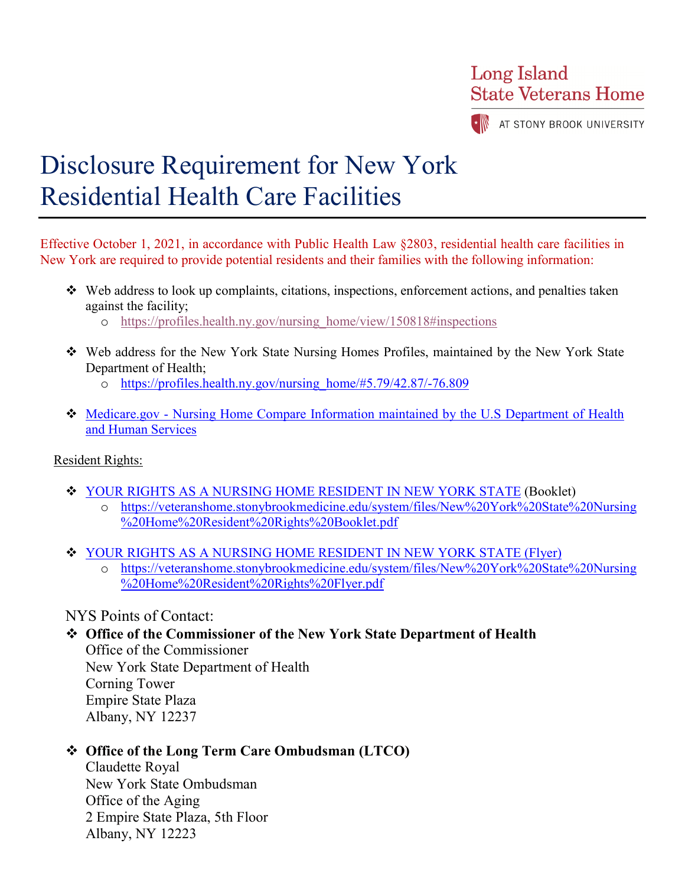Long Island State Veterans Home

AT STONY BROOK UNIVERSITY

# Disclosure Requirement for New York Residential Health Care Facilities

Effective October 1, 2021, in accordance with Public Health Law §2803, residential health care facilities in New York are required to provide potential residents and their families with the following information:

- Web address to look up complaints, citations, inspections, enforcement actions, and penalties taken against the facility;
  - https://profiles.health.ny.gov/nursing_home/view/150818#inspections
- Web address for the New York State Nursing Homes Profiles, maintained by the New York State Department of Health;
  - https://profiles.health.ny.gov/nursing_home/#5.79/42.87/-76.809
- Medicare.gov - Nursing Home Compare Information maintained by the U.S Department of Health and Human Services

Resident Rights:

- YOUR RIGHTS AS A NURSING HOME RESIDENT IN NEW YORK STATE (Booklet)
  - https://veteranshome.stonybrookmedicine.edu/system/files/New%20York%20State%20Nursing%20Home%20Resident%20Rights%20Booklet.pdf
- YOUR RIGHTS AS A NURSING HOME RESIDENT IN NEW YORK STATE (Flyer)
  - https://veteranshome.stonybrookmedicine.edu/system/files/New%20York%20State%20Nursing%20Home%20Resident%20Rights%20Flyer.pdf

NYS Points of Contact:

- **Office of the Commissioner of the New York State Department of Health**
  Office of the Commissioner
  New York State Department of Health
  Corning Tower
  Empire State Plaza
  Albany, NY 12237

- **Office of the Long Term Care Ombudsman (LTCO)**
  Claudette Royal
  New York State Ombudsman
  Office of the Aging
  2 Empire State Plaza, 5th Floor
  Albany, NY 12223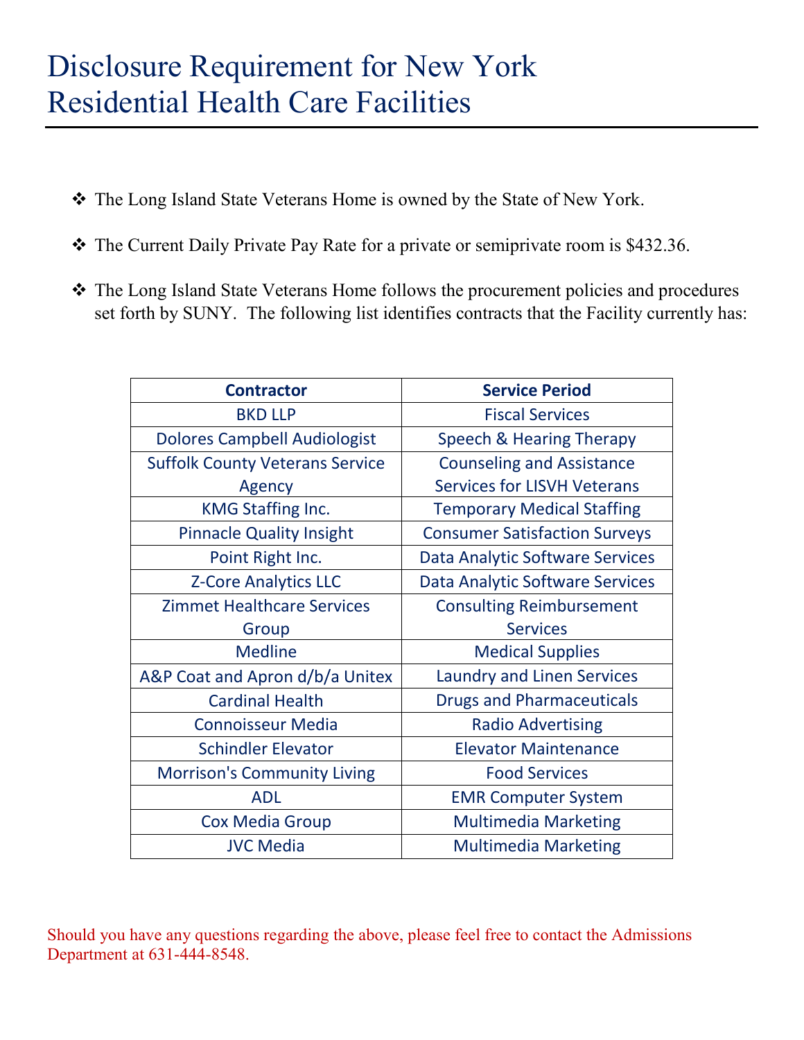# Disclosure Requirement for New York Residential Health Care Facilities

- The Long Island State Veterans Home is owned by the State of New York.
- The Current Daily Private Pay Rate for a private or semiprivate room is $432.36.
- The Long Island State Veterans Home follows the procurement policies and procedures set forth by SUNY. The following list identifies contracts that the Facility currently has:

| Contractor | Service Period |
|---|---|
| BKD LLP | Fiscal Services |
| Dolores Campbell Audiologist | Speech & Hearing Therapy |
| Suffolk County Veterans Service Agency | Counseling and Assistance Services for LISVH Veterans |
| KMG Staffing Inc. | Temporary Medical Staffing |
| Pinnacle Quality Insight | Consumer Satisfaction Surveys |
| Point Right Inc. | Data Analytic Software Services |
| Z-Core Analytics LLC | Data Analytic Software Services |
| Zimmet Healthcare Services Group | Consulting Reimbursement Services |
| Medline | Medical Supplies |
| A&P Coat and Apron d/b/a Unitex | Laundry and Linen Services |
| Cardinal Health | Drugs and Pharmaceuticals |
| Connoisseur Media | Radio Advertising |
| Schindler Elevator | Elevator Maintenance |
| Morrison's Community Living | Food Services |
| ADL | EMR Computer System |
| Cox Media Group | Multimedia Marketing |
| JVC Media | Multimedia Marketing |

Should you have any questions regarding the above, please feel free to contact the Admissions Department at 631-444-8548.